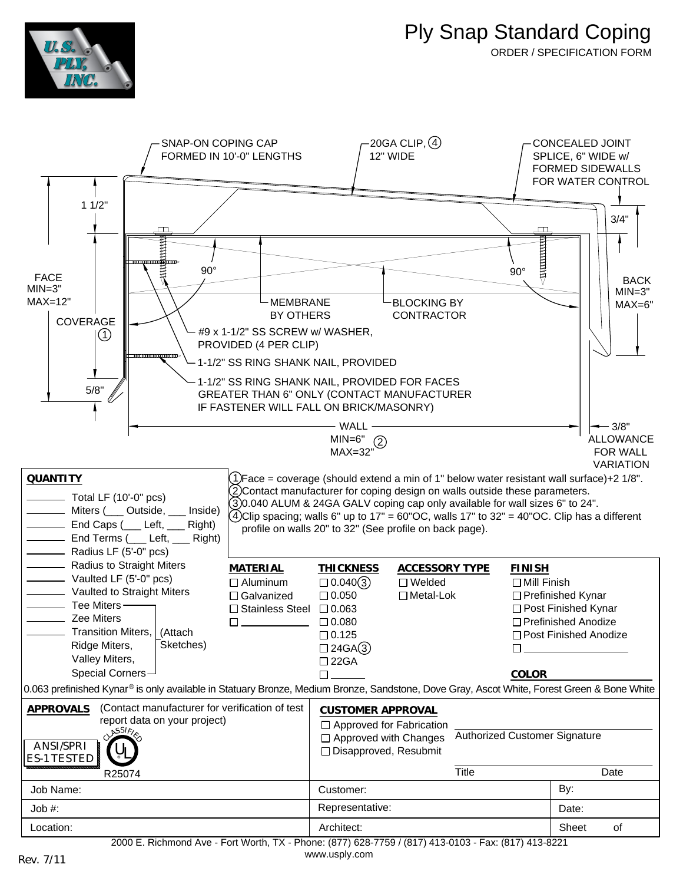# Ply Snap Standard Coping

ORDER / SPECIFICATION FORM

SNAP-ON COPING CAP FORMED IN 10'-0" LENGTHS

20GA CLIP, (4) 12" WIDE

CONCEALED JOINT SPLICE, 6" WIDE w/ FORMED SIDEWALLS FOR WATER CONTROL

1 1/2"

3/4"

FACE MIN=3" MAX=12"

90°

90°

BACK MIN=3" MAX=6"

MEMBRANE BY OTHERS

BLOCKING BY CONTRACTOR

COVERAGE (1)

#9 x 1-1/2" SS SCREW w/ WASHER, PROVIDED (4 PER CLIP)

1-1/2" SS RING SHANK NAIL, PROVIDED

5/8"

1-1/2" SS RING SHANK NAIL, PROVIDED FOR FACES GREATER THAN 6" ONLY (CONTACT MANUFACTURER IF FASTENER WILL FALL ON BRICK/MASONRY)

WALL MIN=6" MAX=32" (2)

3/8" ALLOWANCE FOR WALL VARIATION

(1) Face = coverage (should extend a min of 1" below water resistant wall surface)+2 1/8".
(2) Contact manufacturer for coping design on walls outside these parameters.
(3) 0.040 ALUM & 24GA GALV coping cap only available for wall sizes 6" to 24".
(4) Clip spacing; walls 6" up to 17" = 60"OC, walls 17" to 32" = 40"OC. Clip has a different profile on walls 20" to 32" (See profile on back page).

**QUANTITY**

- ______ Total LF (10'-0" pcs)
- ______ Miters (___ Outside, ___ Inside)
- ______ End Caps (___ Left, ___ Right)
- ______ End Terms (___ Left, ___ Right)
- ______ Radius LF (5'-0" pcs)
- ______ Radius to Straight Miters
- ______ Vaulted LF (5'-0" pcs)
- ______ Vaulted to Straight Miters
- ______ Tee Miters
- ______ Zee Miters
- ______ Transition Miters, Ridge Miters, Valley Miters, Special Corners (Attach Sketches)

| **MATERIAL** | **THICKNESS** | **ACCESSORY TYPE** | **FINISH** |
|---|---|---|---|
| ☐ Aluminum | ☐ 0.040(3) | ☐ Welded | ☐ Mill Finish |
| ☐ Galvanized | ☐ 0.050 | ☐ Metal-Lok | ☐ Prefinished Kynar |
| ☐ Stainless Steel | ☐ 0.063 | | ☐ Post Finished Kynar |
| ☐ ________ | ☐ 0.080 | | ☐ Prefinished Anodize |
| | ☐ 0.125 | | ☐ Post Finished Anodize |
| | ☐ 24GA(3) | | ☐ ________ |
| | ☐ 22GA | | |
| | ☐ ______ | | **COLOR** |

0.063 prefinished Kynar® is only available in Statuary Bronze, Medium Bronze, Sandstone, Dove Gray, Ascot White, Forest Green & Bone White

**APPROVALS** (Contact manufacturer for verification of test report data on your project)

ANSI/SPRI ES-1 TESTED

UL CLASSIFIED R25074

**CUSTOMER APPROVAL**

- ☐ Approved for Fabrication
- ☐ Approved with Changes
- ☐ Disapproved, Resubmit

______________________ Authorized Customer Signature

______________________ Title  Date

| Job Name: | Customer: | By: |
|---|---|---|
| Job #: | Representative: | Date: |
| Location: | Architect: | Sheet of |

2000 E. Richmond Ave - Fort Worth, TX - Phone: (877) 628-7759 / (817) 413-0103 - Fax: (817) 413-8221
www.usply.com

Rev. 7/11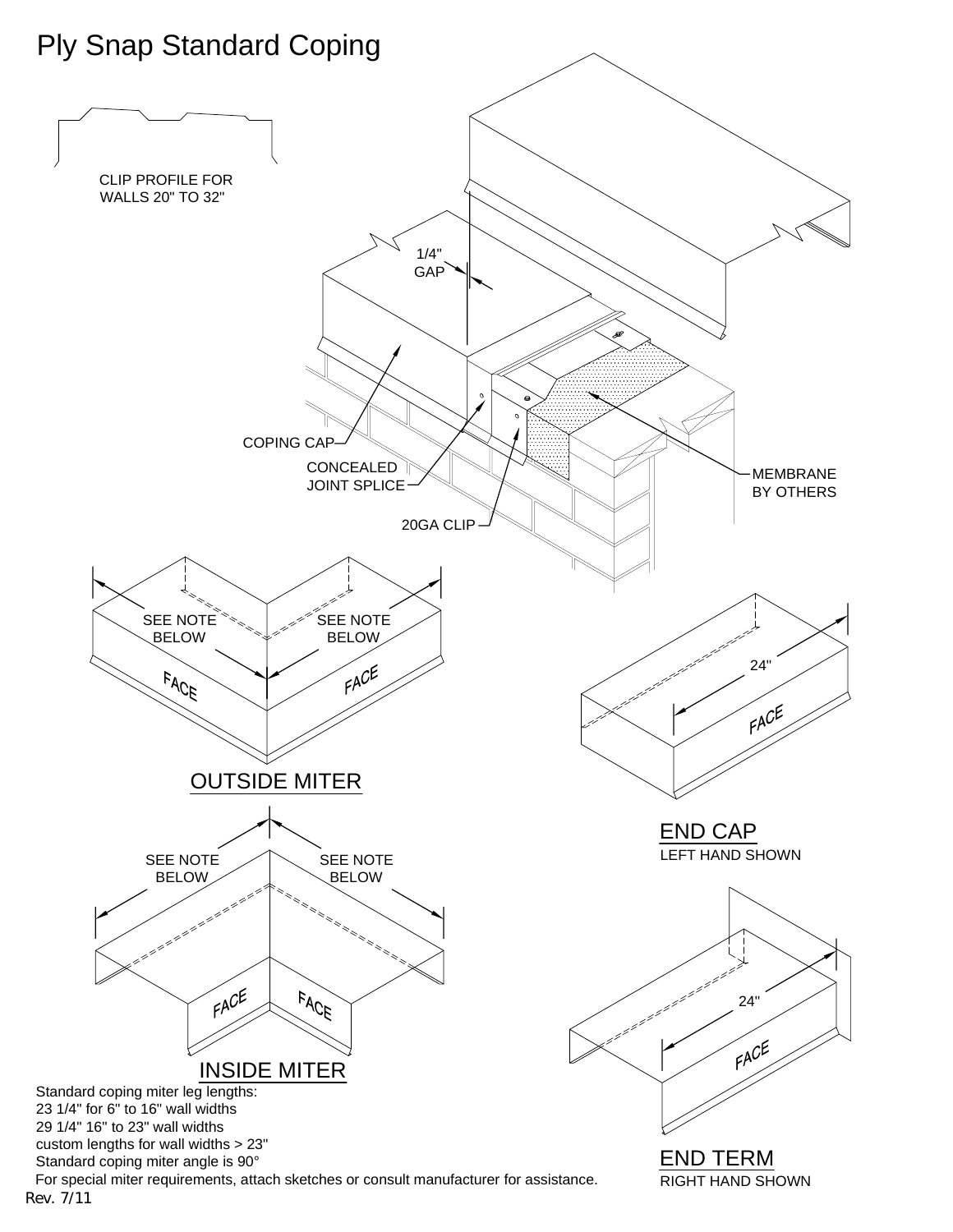# Ply Snap Standard Coping

CLIP PROFILE FOR
WALLS 20" TO 32"

1/4"
GAP

COPING CAP

CONCEALED
JOINT SPLICE

20GA CLIP

MEMBRANE
BY OTHERS

SEE NOTE
BELOW

SEE NOTE
BELOW

FACE

FACE

## OUTSIDE MITER

24"

FACE

## END CAP

LEFT HAND SHOWN

SEE NOTE
BELOW

SEE NOTE
BELOW

FACE

FACE

## INSIDE MITER

24"

FACE

## END TERM

RIGHT HAND SHOWN

Standard coping miter leg lengths:
23 1/4" for 6" to 16" wall widths
29 1/4" 16" to 23" wall widths
custom lengths for wall widths > 23"
Standard coping miter angle is 90°
For special miter requirements, attach sketches or consult manufacturer for assistance.

Rev. 7/11